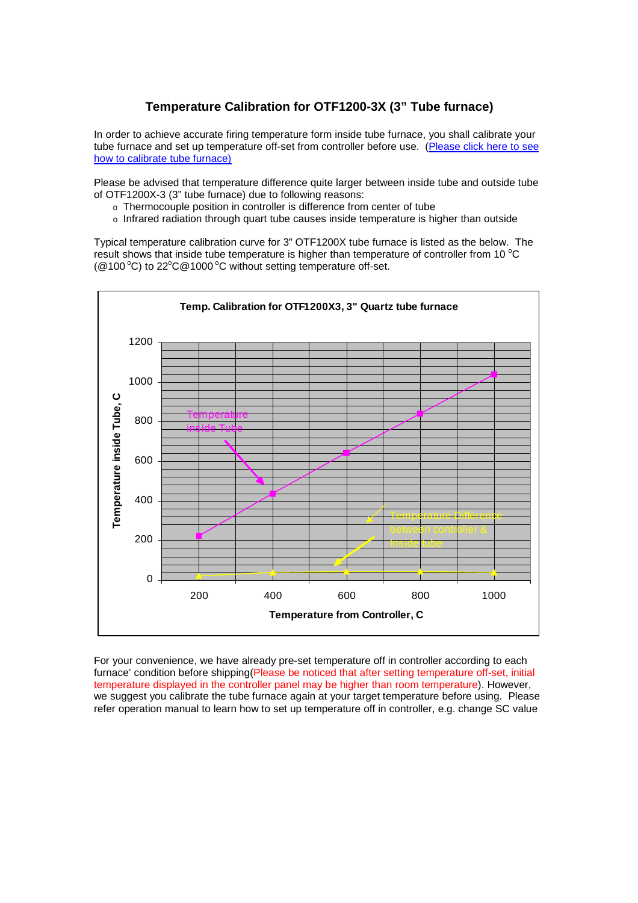# Temperature Calibration for OTF1200-3X (3" Tube furnace)

In order to achieve accurate firing temperature form inside tube furnace, you shall calibrate your tube furnace and set up temperature off-set from controller before use. ([Please click here to see how to calibrate tube furnace)](#)

Please be advised that temperature difference quite larger between inside tube and outside tube of OTF1200X-3 (3" tube furnace) due to following reasons:

- Thermocouple position in controller is difference from center of tube
- Infrared radiation through quart tube causes inside temperature is higher than outside

Typical temperature calibration curve for 3" OTF1200X tube furnace is listed as the below. The result shows that inside tube temperature is higher than temperature of controller from 10 °C (@100 °C) to 22°C@1000 °C without setting temperature off-set.

Temp. Calibration for OTF1200X3, 3" Quartz tube furnace

Temperature inside Tube, C

1200

1000

800

600

400

200

0

200 400 600 800 1000

Temperature from Controller, C

Temperature inside Tube

Temperature Difference between controller & Inside tube

For your convenience, we have already pre-set temperature off in controller according to each furnace' condition before shipping(Please be noticed that after setting temperature off-set, initial temperature displayed in the controller panel may be higher than room temperature). However, we suggest you calibrate the tube furnace again at your target temperature before using. Please refer operation manual to learn how to set up temperature off in controller, e.g. change SC value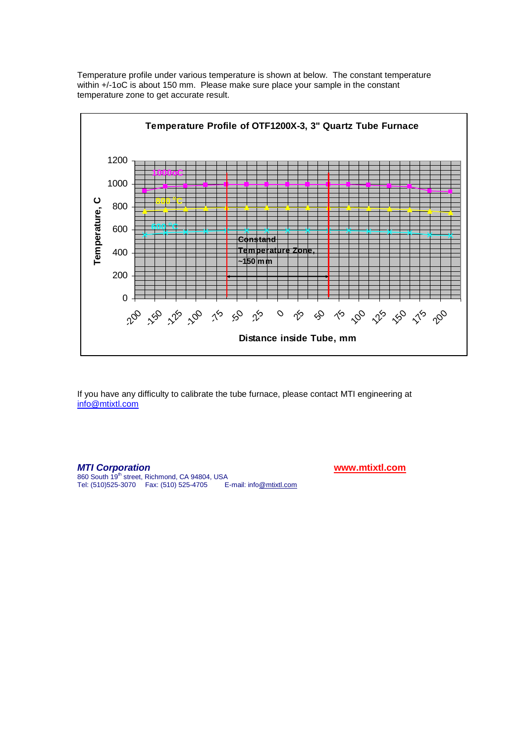Temperature profile under various temperature is shown at below. The constant temperature within +/-1oC is about 150 mm. Please make sure place your sample in the constant temperature zone to get accurate result.

Temperature Profile of OTF1200X-3, 3" Quartz Tube Furnace

Temperature, C

1200
1000
800
600
400
200
0

1000oC
800 °C
600 °C

Constand Temperature Zone, ~150 mm

-200 -150 -125 -100 -75 -50 -25 0 25 50 75 100 125 150 175 200

Distance inside Tube, mm

If you have any difficulty to calibrate the tube furnace, please contact MTI engineering at info@mtixtl.com

***MTI Corporation*** **www.mtixtl.com**
860 South 19th street, Richmond, CA 94804, USA
Tel: (510)525-3070 Fax: (510) 525-4705 E-mail: info@mtixtl.com